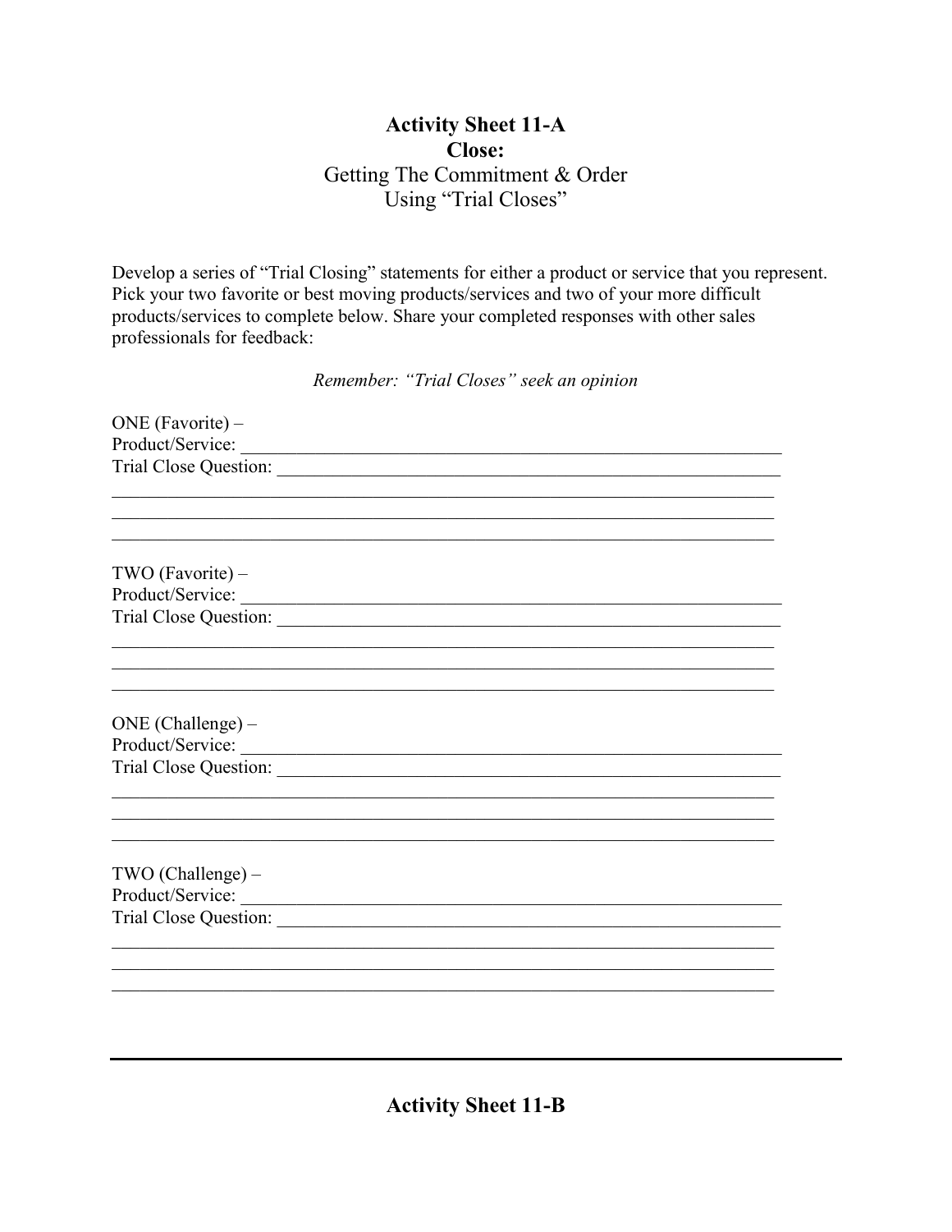# Activity Sheet 11-A
## Close:
Getting The Commitment & Order
Using "Trial Closes"

Develop a series of "Trial Closing" statements for either a product or service that you represent. Pick your two favorite or best moving products/services and two of your more difficult products/services to complete below. Share your completed responses with other sales professionals for feedback:

*Remember: "Trial Closes" seek an opinion*

ONE (Favorite) –
Product/Service: ____________________________________________________________
Trial Close Question: ________________________________________________________
_____________________________________________________________________________
_____________________________________________________________________________
_____________________________________________________________________________

TWO (Favorite) –
Product/Service: ____________________________________________________________
Trial Close Question: ________________________________________________________
_____________________________________________________________________________
_____________________________________________________________________________
_____________________________________________________________________________

ONE (Challenge) –
Product/Service: ____________________________________________________________
Trial Close Question: ________________________________________________________
_____________________________________________________________________________
_____________________________________________________________________________
_____________________________________________________________________________

TWO (Challenge) –
Product/Service: ____________________________________________________________
Trial Close Question: ________________________________________________________
_____________________________________________________________________________
_____________________________________________________________________________
_____________________________________________________________________________

---

# Activity Sheet 11-B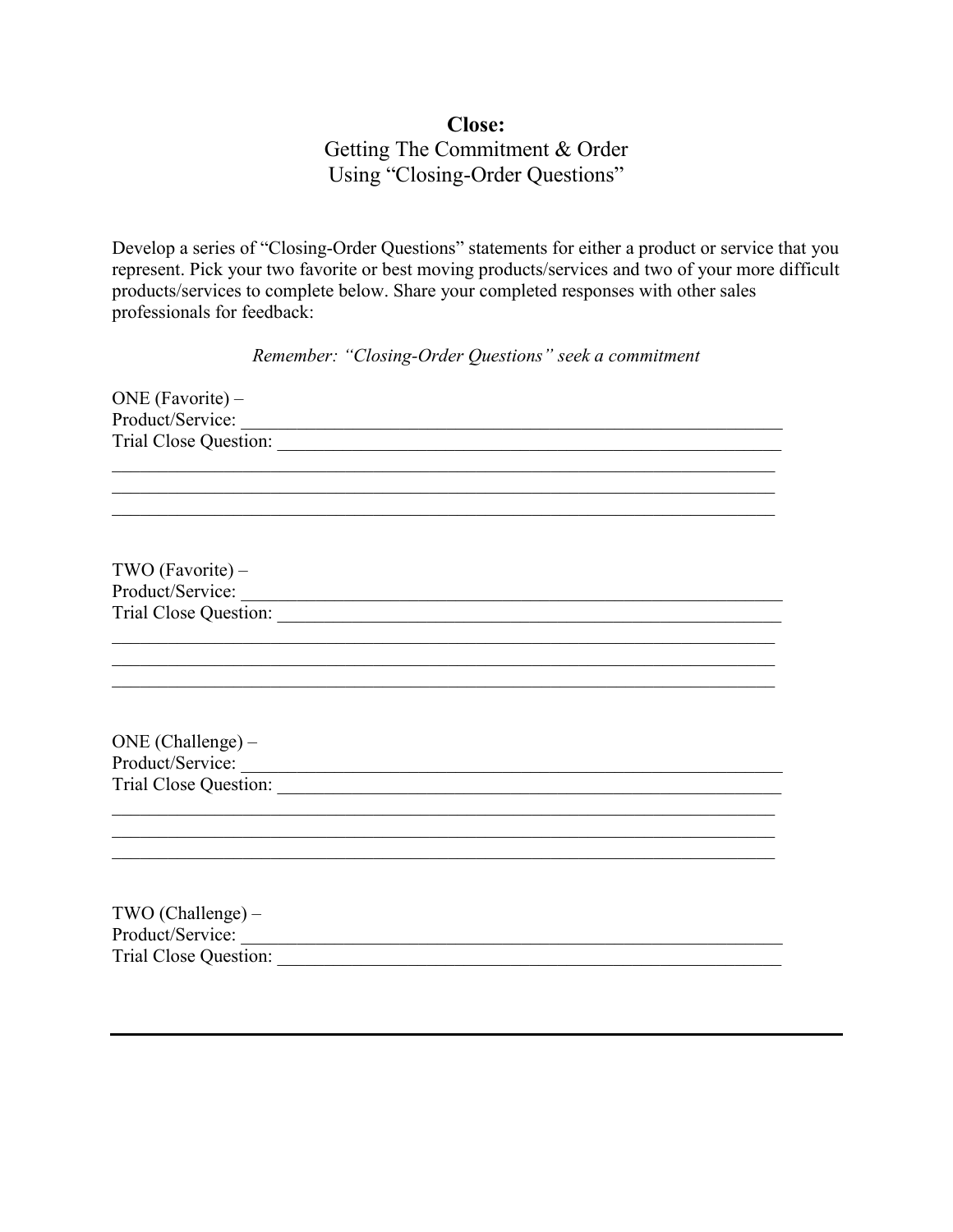**Close:**

Getting The Commitment & Order
Using "Closing-Order Questions"

Develop a series of "Closing-Order Questions" statements for either a product or service that you represent. Pick your two favorite or best moving products/services and two of your more difficult products/services to complete below. Share your completed responses with other sales professionals for feedback:

*Remember: "Closing-Order Questions" seek a commitment*

ONE (Favorite) –
Product/Service: ____________________________________________________________
Trial Close Question: ________________________________________________________
______________________________________________________________________________
______________________________________________________________________________
______________________________________________________________________________

TWO (Favorite) –
Product/Service: ____________________________________________________________
Trial Close Question: ________________________________________________________
______________________________________________________________________________
______________________________________________________________________________
______________________________________________________________________________

ONE (Challenge) –
Product/Service: ____________________________________________________________
Trial Close Question: ________________________________________________________
______________________________________________________________________________
______________________________________________________________________________
______________________________________________________________________________

TWO (Challenge) –
Product/Service: ____________________________________________________________
Trial Close Question: ________________________________________________________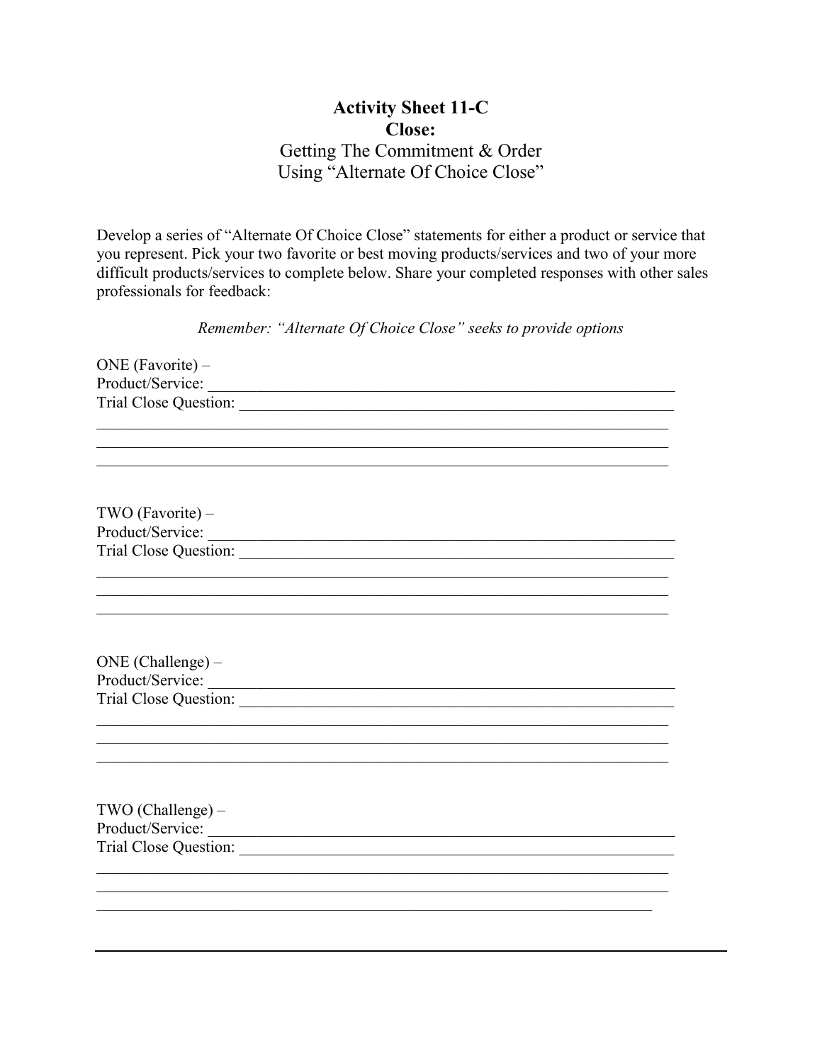# Activity Sheet 11-C
## Close:
### Getting The Commitment & Order
### Using "Alternate Of Choice Close"

Develop a series of "Alternate Of Choice Close" statements for either a product or service that you represent. Pick your two favorite or best moving products/services and two of your more difficult products/services to complete below. Share your completed responses with other sales professionals for feedback:

*Remember: "Alternate Of Choice Close" seeks to provide options*

ONE (Favorite) –
Product/Service: ______________________________________________________________
Trial Close Question: __________________________________________________________
_________________________________________________________________________
_________________________________________________________________________
_________________________________________________________________________

TWO (Favorite) –
Product/Service: ______________________________________________________________
Trial Close Question: __________________________________________________________
_________________________________________________________________________
_________________________________________________________________________
_________________________________________________________________________

ONE (Challenge) –
Product/Service: ______________________________________________________________
Trial Close Question: __________________________________________________________
_________________________________________________________________________
_________________________________________________________________________
_________________________________________________________________________

TWO (Challenge) –
Product/Service: ______________________________________________________________
Trial Close Question: __________________________________________________________
_________________________________________________________________________
_________________________________________________________________________
_________________________________________________________________________